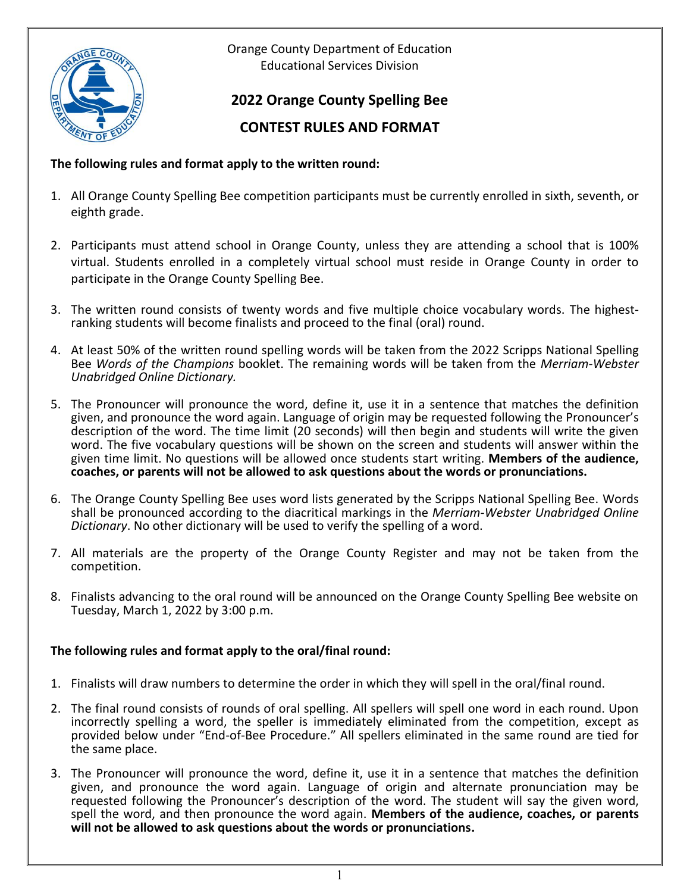Orange County Department of Education
Educational Services Division

# 2022 Orange County Spelling Bee

## CONTEST RULES AND FORMAT

**The following rules and format apply to the written round:**

1. All Orange County Spelling Bee competition participants must be currently enrolled in sixth, seventh, or eighth grade.

2. Participants must attend school in Orange County, unless they are attending a school that is 100% virtual. Students enrolled in a completely virtual school must reside in Orange County in order to participate in the Orange County Spelling Bee.

3. The written round consists of twenty words and five multiple choice vocabulary words. The highest-ranking students will become finalists and proceed to the final (oral) round.

4. At least 50% of the written round spelling words will be taken from the 2022 Scripps National Spelling Bee *Words of the Champions* booklet. The remaining words will be taken from the *Merriam-Webster Unabridged Online Dictionary.*

5. The Pronouncer will pronounce the word, define it, use it in a sentence that matches the definition given, and pronounce the word again. Language of origin may be requested following the Pronouncer's description of the word. The time limit (20 seconds) will then begin and students will write the given word. The five vocabulary questions will be shown on the screen and students will answer within the given time limit. No questions will be allowed once students start writing. **Members of the audience, coaches, or parents will not be allowed to ask questions about the words or pronunciations.**

6. The Orange County Spelling Bee uses word lists generated by the Scripps National Spelling Bee. Words shall be pronounced according to the diacritical markings in the *Merriam-Webster Unabridged Online Dictionary*. No other dictionary will be used to verify the spelling of a word.

7. All materials are the property of the Orange County Register and may not be taken from the competition.

8. Finalists advancing to the oral round will be announced on the Orange County Spelling Bee website on Tuesday, March 1, 2022 by 3:00 p.m.

**The following rules and format apply to the oral/final round:**

1. Finalists will draw numbers to determine the order in which they will spell in the oral/final round.

2. The final round consists of rounds of oral spelling. All spellers will spell one word in each round. Upon incorrectly spelling a word, the speller is immediately eliminated from the competition, except as provided below under "End-of-Bee Procedure." All spellers eliminated in the same round are tied for the same place.

3. The Pronouncer will pronounce the word, define it, use it in a sentence that matches the definition given, and pronounce the word again. Language of origin and alternate pronunciation may be requested following the Pronouncer's description of the word. The student will say the given word, spell the word, and then pronounce the word again. **Members of the audience, coaches, or parents will not be allowed to ask questions about the words or pronunciations.**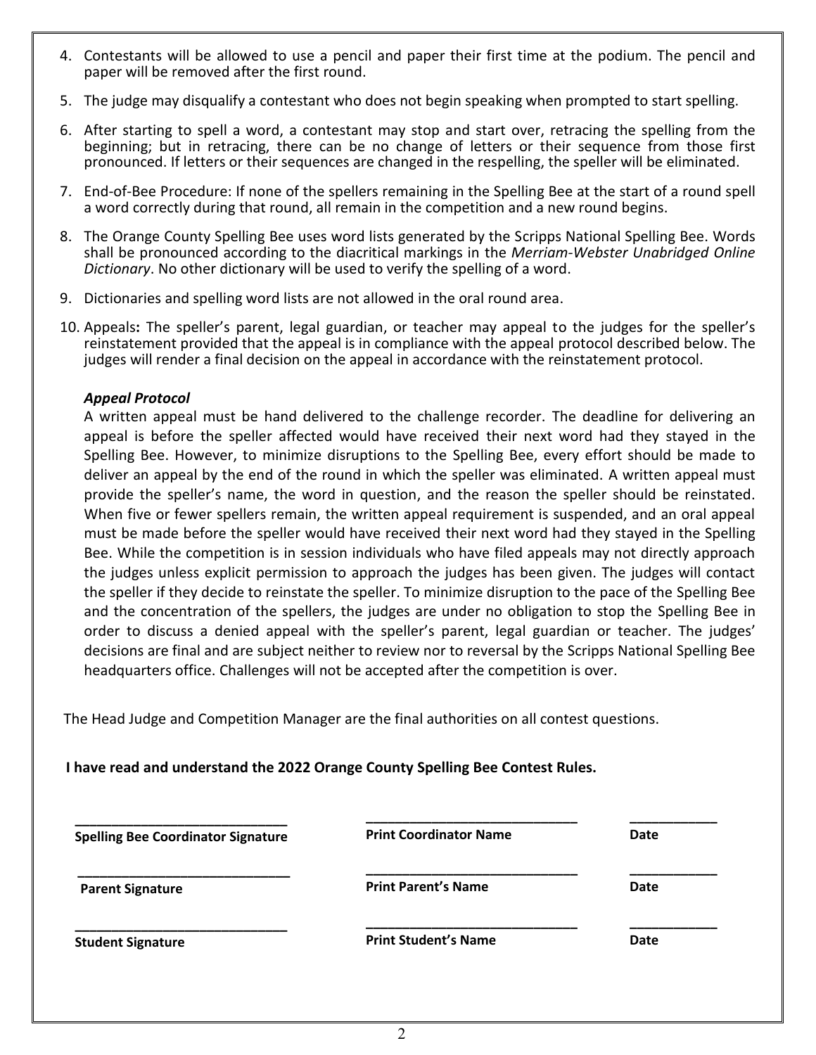4. Contestants will be allowed to use a pencil and paper their first time at the podium. The pencil and paper will be removed after the first round.
5. The judge may disqualify a contestant who does not begin speaking when prompted to start spelling.
6. After starting to spell a word, a contestant may stop and start over, retracing the spelling from the beginning; but in retracing, there can be no change of letters or their sequence from those first pronounced. If letters or their sequences are changed in the respelling, the speller will be eliminated.
7. End-of-Bee Procedure: If none of the spellers remaining in the Spelling Bee at the start of a round spell a word correctly during that round, all remain in the competition and a new round begins.
8. The Orange County Spelling Bee uses word lists generated by the Scripps National Spelling Bee. Words shall be pronounced according to the diacritical markings in the *Merriam-Webster Unabridged Online Dictionary*. No other dictionary will be used to verify the spelling of a word.
9. Dictionaries and spelling word lists are not allowed in the oral round area.
10. Appeals**:** The speller's parent, legal guardian, or teacher may appeal to the judges for the speller's reinstatement provided that the appeal is in compliance with the appeal protocol described below. The judges will render a final decision on the appeal in accordance with the reinstatement protocol.

    ***Appeal Protocol***

    A written appeal must be hand delivered to the challenge recorder. The deadline for delivering an appeal is before the speller affected would have received their next word had they stayed in the Spelling Bee. However, to minimize disruptions to the Spelling Bee, every effort should be made to deliver an appeal by the end of the round in which the speller was eliminated. A written appeal must provide the speller's name, the word in question, and the reason the speller should be reinstated. When five or fewer spellers remain, the written appeal requirement is suspended, and an oral appeal must be made before the speller would have received their next word had they stayed in the Spelling Bee. While the competition is in session individuals who have filed appeals may not directly approach the judges unless explicit permission to approach the judges has been given. The judges will contact the speller if they decide to reinstate the speller. To minimize disruption to the pace of the Spelling Bee and the concentration of the spellers, the judges are under no obligation to stop the Spelling Bee in order to discuss a denied appeal with the speller's parent, legal guardian or teacher. The judges' decisions are final and are subject neither to review nor to reversal by the Scripps National Spelling Bee headquarters office. Challenges will not be accepted after the competition is over.

The Head Judge and Competition Manager are the final authorities on all contest questions.

**I have read and understand the 2022 Orange County Spelling Bee Contest Rules.**

| | | |
|---|---|---|
| ____________________________ | ____________________________ | ____________ |
| **Spelling Bee Coordinator Signature** | **Print Coordinator Name** | **Date** |
| ____________________________ | ____________________________ | ____________ |
| **Parent Signature** | **Print Parent's Name** | **Date** |
| ____________________________ | ____________________________ | ____________ |
| **Student Signature** | **Print Student's Name** | **Date** |